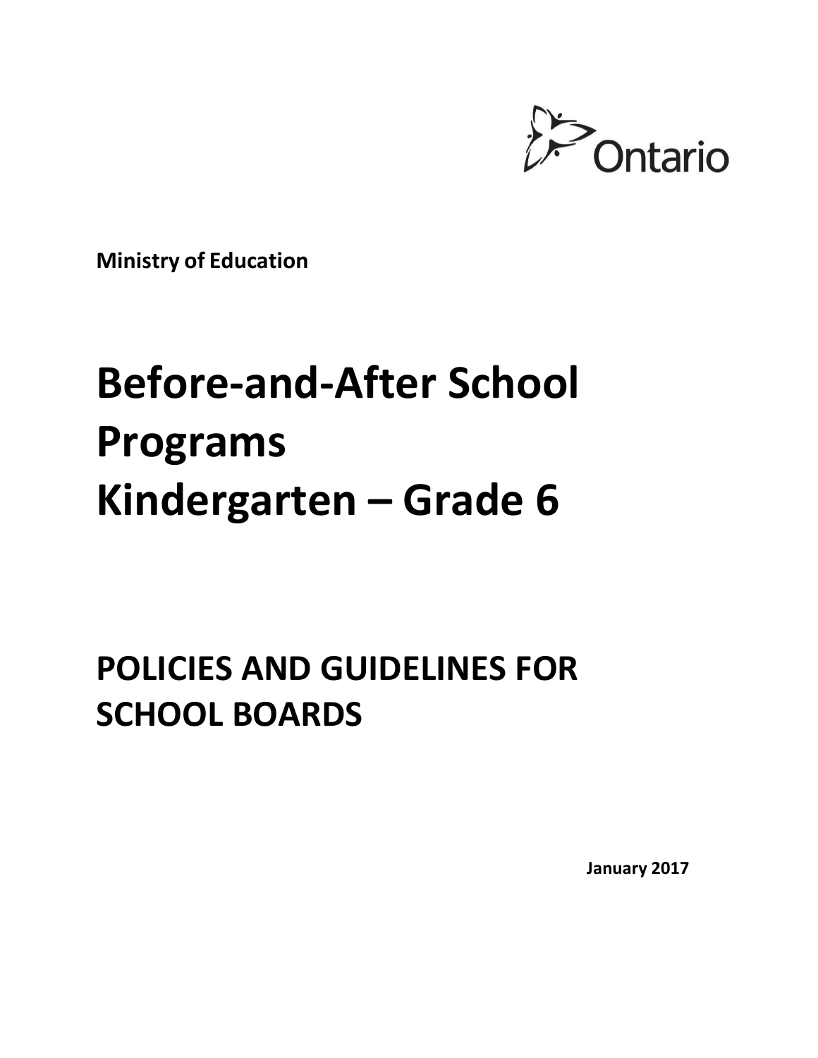Ontario

**Ministry of Education**

# Before-and-After School Programs Kindergarten – Grade 6

## POLICIES AND GUIDELINES FOR SCHOOL BOARDS

**January 2017**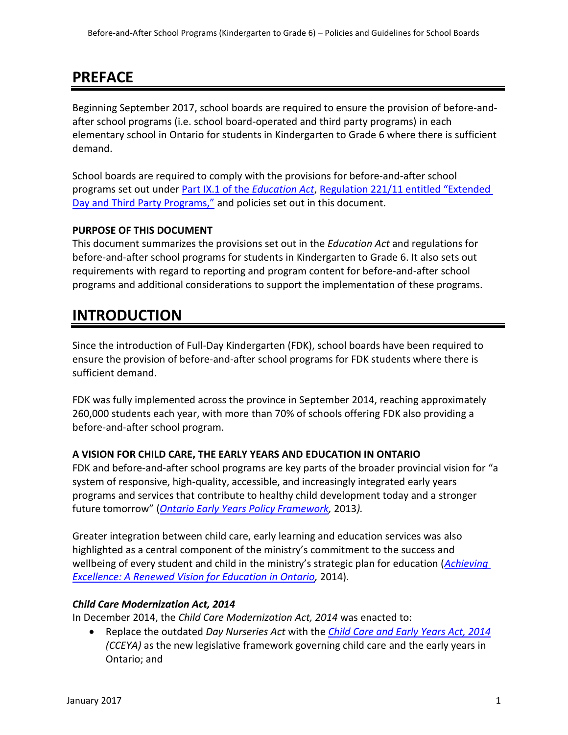# PREFACE

Beginning September 2017, school boards are required to ensure the provision of before-and-after school programs (i.e. school board-operated and third party programs) in each elementary school in Ontario for students in Kindergarten to Grade 6 where there is sufficient demand.

School boards are required to comply with the provisions for before-and-after school programs set out under [Part IX.1 of the *Education Act*](), [Regulation 221/11 entitled "Extended Day and Third Party Programs,"]() and policies set out in this document.

**PURPOSE OF THIS DOCUMENT**

This document summarizes the provisions set out in the *Education Act* and regulations for before-and-after school programs for students in Kindergarten to Grade 6. It also sets out requirements with regard to reporting and program content for before-and-after school programs and additional considerations to support the implementation of these programs.

# INTRODUCTION

Since the introduction of Full-Day Kindergarten (FDK), school boards have been required to ensure the provision of before-and-after school programs for FDK students where there is sufficient demand.

FDK was fully implemented across the province in September 2014, reaching approximately 260,000 students each year, with more than 70% of schools offering FDK also providing a before-and-after school program.

**A VISION FOR CHILD CARE, THE EARLY YEARS AND EDUCATION IN ONTARIO**

FDK and before-and-after school programs are key parts of the broader provincial vision for "a system of responsive, high-quality, accessible, and increasingly integrated early years programs and services that contribute to healthy child development today and a stronger future tomorrow" (*Ontario Early Years Policy Framework,* 2013*).*

Greater integration between child care, early learning and education services was also highlighted as a central component of the ministry's commitment to the success and wellbeing of every student and child in the ministry's strategic plan for education (*Achieving Excellence: A Renewed Vision for Education in Ontario,* 2014).

***Child Care Modernization Act, 2014***

In December 2014, the *Child Care Modernization Act, 2014* was enacted to:

- Replace the outdated *Day Nurseries Act* with the *Child Care and Early Years Act, 2014 (CCEYA)* as the new legislative framework governing child care and the early years in Ontario; and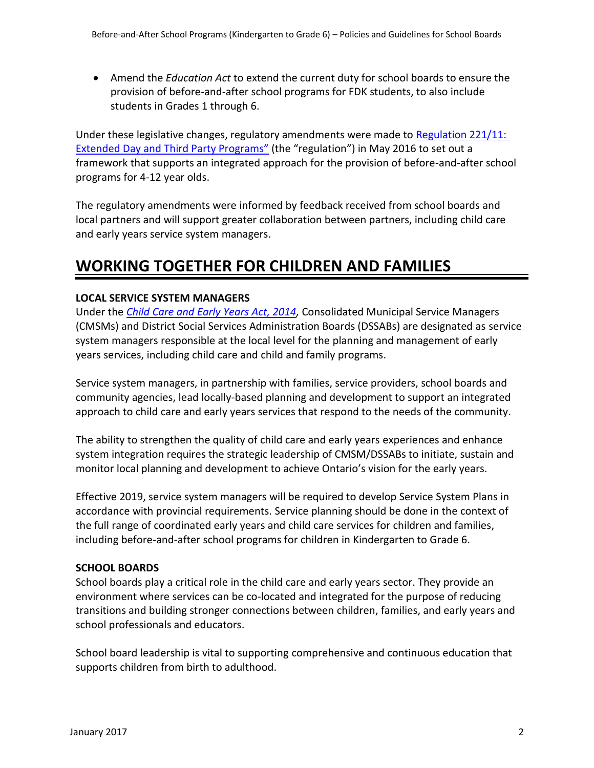- Amend the *Education Act* to extend the current duty for school boards to ensure the provision of before-and-after school programs for FDK students, to also include students in Grades 1 through 6.

Under these legislative changes, regulatory amendments were made to [Regulation 221/11: Extended Day and Third Party Programs"]() (the "regulation") in May 2016 to set out a framework that supports an integrated approach for the provision of before-and-after school programs for 4-12 year olds.

The regulatory amendments were informed by feedback received from school boards and local partners and will support greater collaboration between partners, including child care and early years service system managers.

# WORKING TOGETHER FOR CHILDREN AND FAMILIES

### LOCAL SERVICE SYSTEM MANAGERS

Under the [*Child Care and Early Years Act, 2014*](), Consolidated Municipal Service Managers (CMSMs) and District Social Services Administration Boards (DSSABs) are designated as service system managers responsible at the local level for the planning and management of early years services, including child care and child and family programs.

Service system managers, in partnership with families, service providers, school boards and community agencies, lead locally-based planning and development to support an integrated approach to child care and early years services that respond to the needs of the community.

The ability to strengthen the quality of child care and early years experiences and enhance system integration requires the strategic leadership of CMSM/DSSABs to initiate, sustain and monitor local planning and development to achieve Ontario's vision for the early years.

Effective 2019, service system managers will be required to develop Service System Plans in accordance with provincial requirements. Service planning should be done in the context of the full range of coordinated early years and child care services for children and families, including before-and-after school programs for children in Kindergarten to Grade 6.

### SCHOOL BOARDS

School boards play a critical role in the child care and early years sector. They provide an environment where services can be co-located and integrated for the purpose of reducing transitions and building stronger connections between children, families, and early years and school professionals and educators.

School board leadership is vital to supporting comprehensive and continuous education that supports children from birth to adulthood.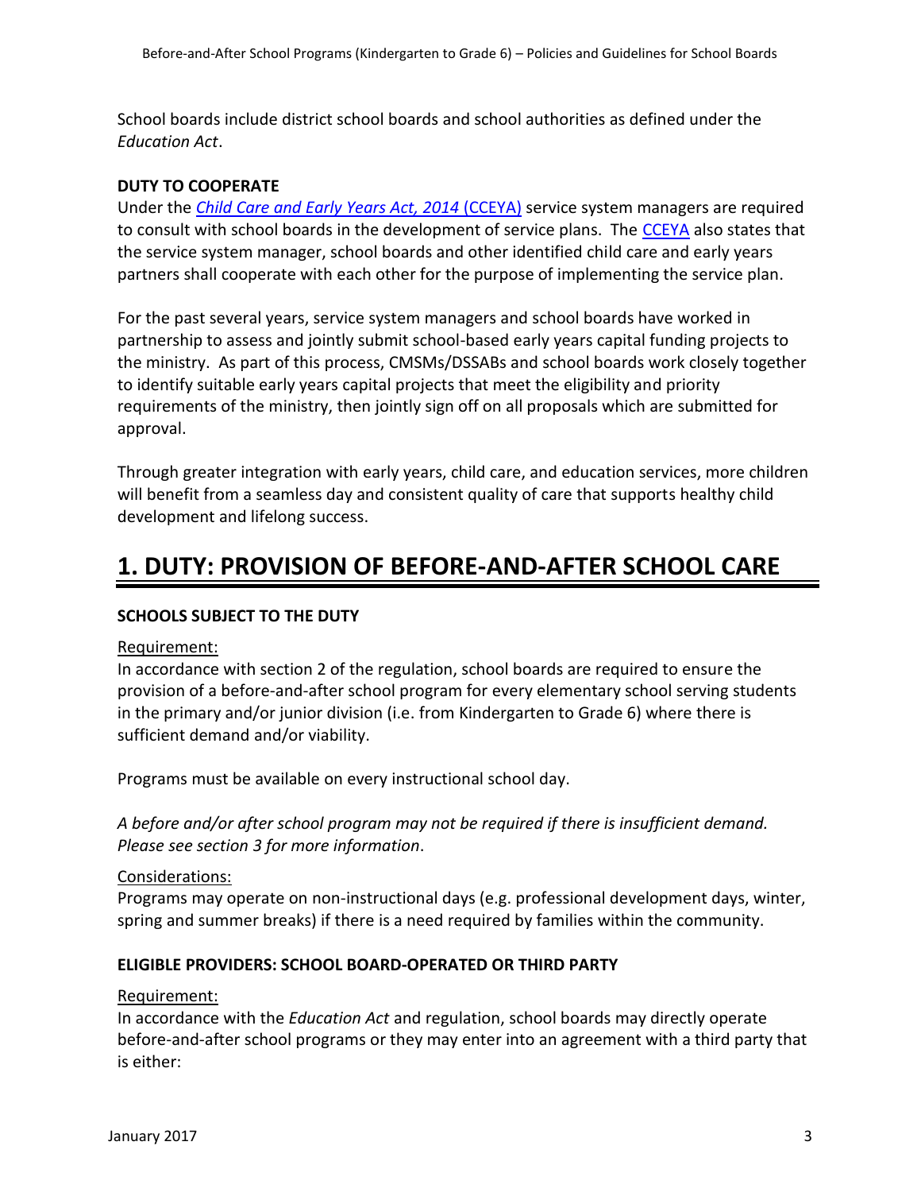School boards include district school boards and school authorities as defined under the *Education Act*.

**DUTY TO COOPERATE**

Under the *Child Care and Early Years Act, 2014* (CCEYA) service system managers are required to consult with school boards in the development of service plans. The CCEYA also states that the service system manager, school boards and other identified child care and early years partners shall cooperate with each other for the purpose of implementing the service plan.

For the past several years, service system managers and school boards have worked in partnership to assess and jointly submit school-based early years capital funding projects to the ministry. As part of this process, CMSMs/DSSABs and school boards work closely together to identify suitable early years capital projects that meet the eligibility and priority requirements of the ministry, then jointly sign off on all proposals which are submitted for approval.

Through greater integration with early years, child care, and education services, more children will benefit from a seamless day and consistent quality of care that supports healthy child development and lifelong success.

# 1. DUTY: PROVISION OF BEFORE-AND-AFTER SCHOOL CARE

**SCHOOLS SUBJECT TO THE DUTY**

Requirement:

In accordance with section 2 of the regulation, school boards are required to ensure the provision of a before-and-after school program for every elementary school serving students in the primary and/or junior division (i.e. from Kindergarten to Grade 6) where there is sufficient demand and/or viability.

Programs must be available on every instructional school day.

*A before and/or after school program may not be required if there is insufficient demand. Please see section 3 for more information*.

Considerations:

Programs may operate on non-instructional days (e.g. professional development days, winter, spring and summer breaks) if there is a need required by families within the community.

**ELIGIBLE PROVIDERS: SCHOOL BOARD-OPERATED OR THIRD PARTY**

Requirement:

In accordance with the *Education Act* and regulation, school boards may directly operate before-and-after school programs or they may enter into an agreement with a third party that is either: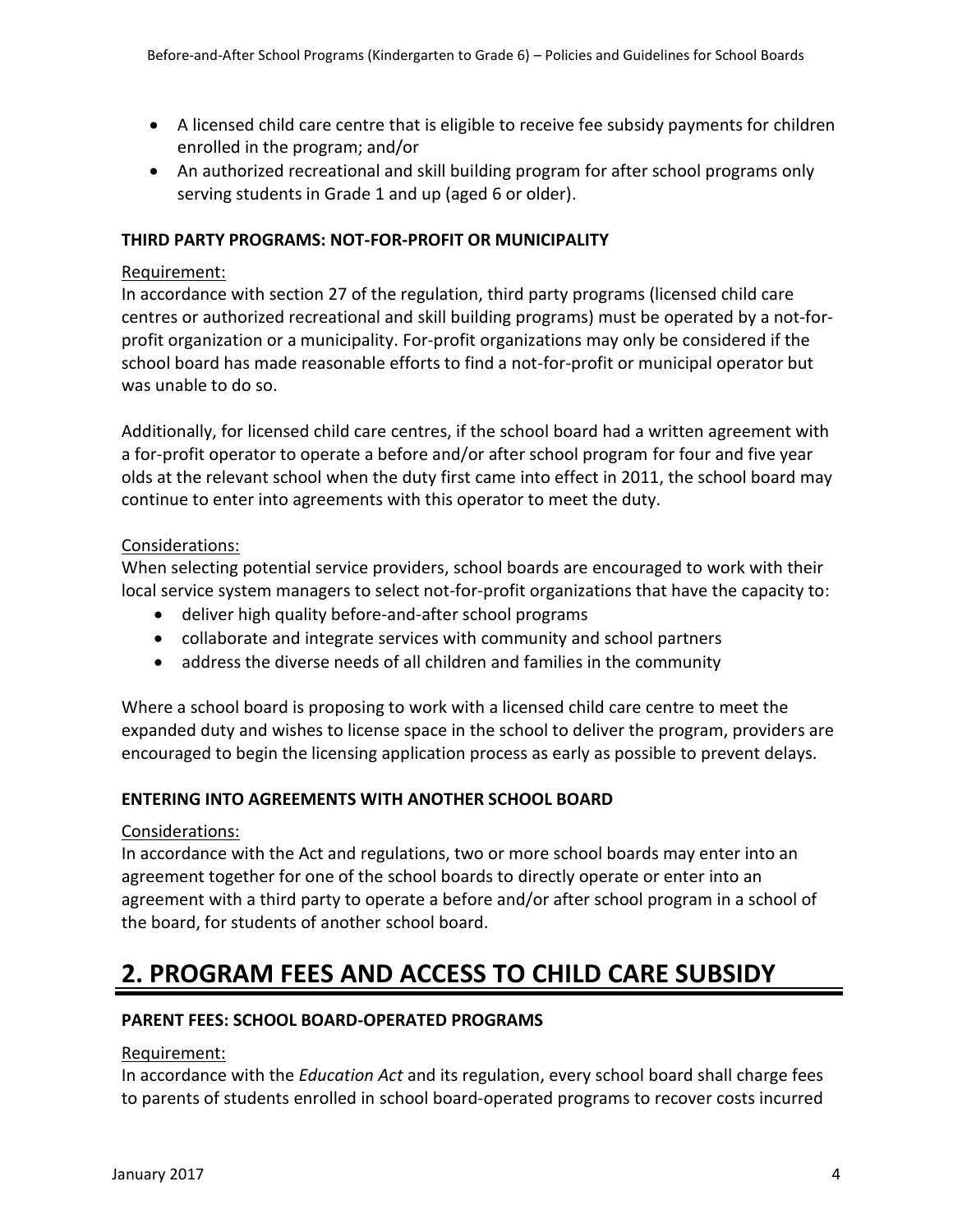- A licensed child care centre that is eligible to receive fee subsidy payments for children enrolled in the program; and/or
- An authorized recreational and skill building program for after school programs only serving students in Grade 1 and up (aged 6 or older).

### THIRD PARTY PROGRAMS: NOT-FOR-PROFIT OR MUNICIPALITY

Requirement:

In accordance with section 27 of the regulation, third party programs (licensed child care centres or authorized recreational and skill building programs) must be operated by a not-for-profit organization or a municipality. For-profit organizations may only be considered if the school board has made reasonable efforts to find a not-for-profit or municipal operator but was unable to do so.

Additionally, for licensed child care centres, if the school board had a written agreement with a for-profit operator to operate a before and/or after school program for four and five year olds at the relevant school when the duty first came into effect in 2011, the school board may continue to enter into agreements with this operator to meet the duty.

Considerations:

When selecting potential service providers, school boards are encouraged to work with their local service system managers to select not-for-profit organizations that have the capacity to:

- deliver high quality before-and-after school programs
- collaborate and integrate services with community and school partners
- address the diverse needs of all children and families in the community

Where a school board is proposing to work with a licensed child care centre to meet the expanded duty and wishes to license space in the school to deliver the program, providers are encouraged to begin the licensing application process as early as possible to prevent delays.

### ENTERING INTO AGREEMENTS WITH ANOTHER SCHOOL BOARD

Considerations:

In accordance with the Act and regulations, two or more school boards may enter into an agreement together for one of the school boards to directly operate or enter into an agreement with a third party to operate a before and/or after school program in a school of the board, for students of another school board.

## 2. PROGRAM FEES AND ACCESS TO CHILD CARE SUBSIDY

### PARENT FEES: SCHOOL BOARD-OPERATED PROGRAMS

Requirement:

In accordance with the *Education Act* and its regulation, every school board shall charge fees to parents of students enrolled in school board-operated programs to recover costs incurred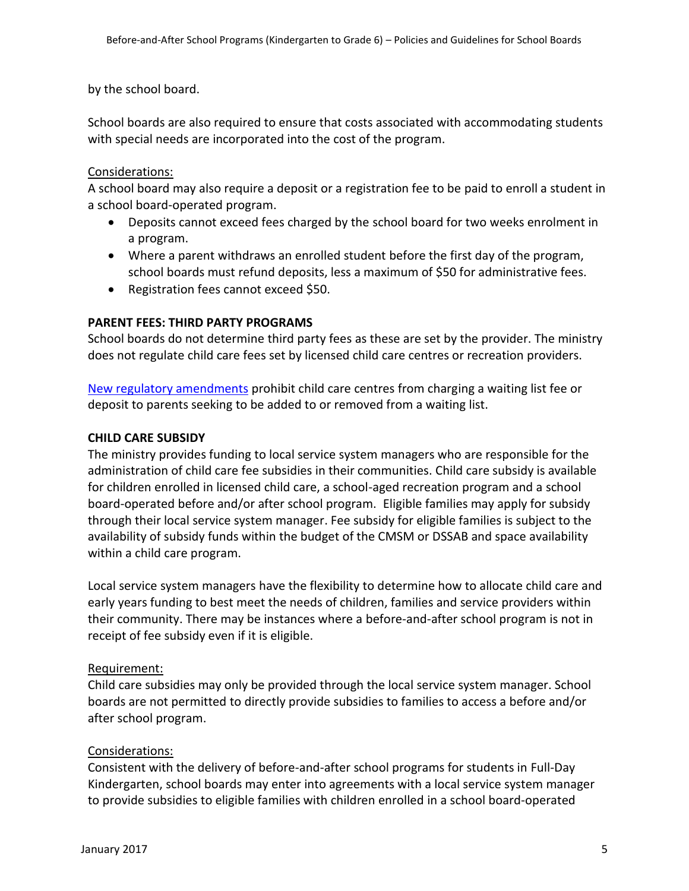by the school board.

School boards are also required to ensure that costs associated with accommodating students with special needs are incorporated into the cost of the program.

Considerations:
A school board may also require a deposit or a registration fee to be paid to enroll a student in a school board-operated program.

- Deposits cannot exceed fees charged by the school board for two weeks enrolment in a program.
- Where a parent withdraws an enrolled student before the first day of the program, school boards must refund deposits, less a maximum of $50 for administrative fees.
- Registration fees cannot exceed $50.

**PARENT FEES: THIRD PARTY PROGRAMS**

School boards do not determine third party fees as these are set by the provider. The ministry does not regulate child care fees set by licensed child care centres or recreation providers.

New regulatory amendments prohibit child care centres from charging a waiting list fee or deposit to parents seeking to be added to or removed from a waiting list.

**CHILD CARE SUBSIDY**

The ministry provides funding to local service system managers who are responsible for the administration of child care fee subsidies in their communities. Child care subsidy is available for children enrolled in licensed child care, a school-aged recreation program and a school board-operated before and/or after school program. Eligible families may apply for subsidy through their local service system manager. Fee subsidy for eligible families is subject to the availability of subsidy funds within the budget of the CMSM or DSSAB and space availability within a child care program.

Local service system managers have the flexibility to determine how to allocate child care and early years funding to best meet the needs of children, families and service providers within their community. There may be instances where a before-and-after school program is not in receipt of fee subsidy even if it is eligible.

Requirement:
Child care subsidies may only be provided through the local service system manager. School boards are not permitted to directly provide subsidies to families to access a before and/or after school program.

Considerations:
Consistent with the delivery of before-and-after school programs for students in Full-Day Kindergarten, school boards may enter into agreements with a local service system manager to provide subsidies to eligible families with children enrolled in a school board-operated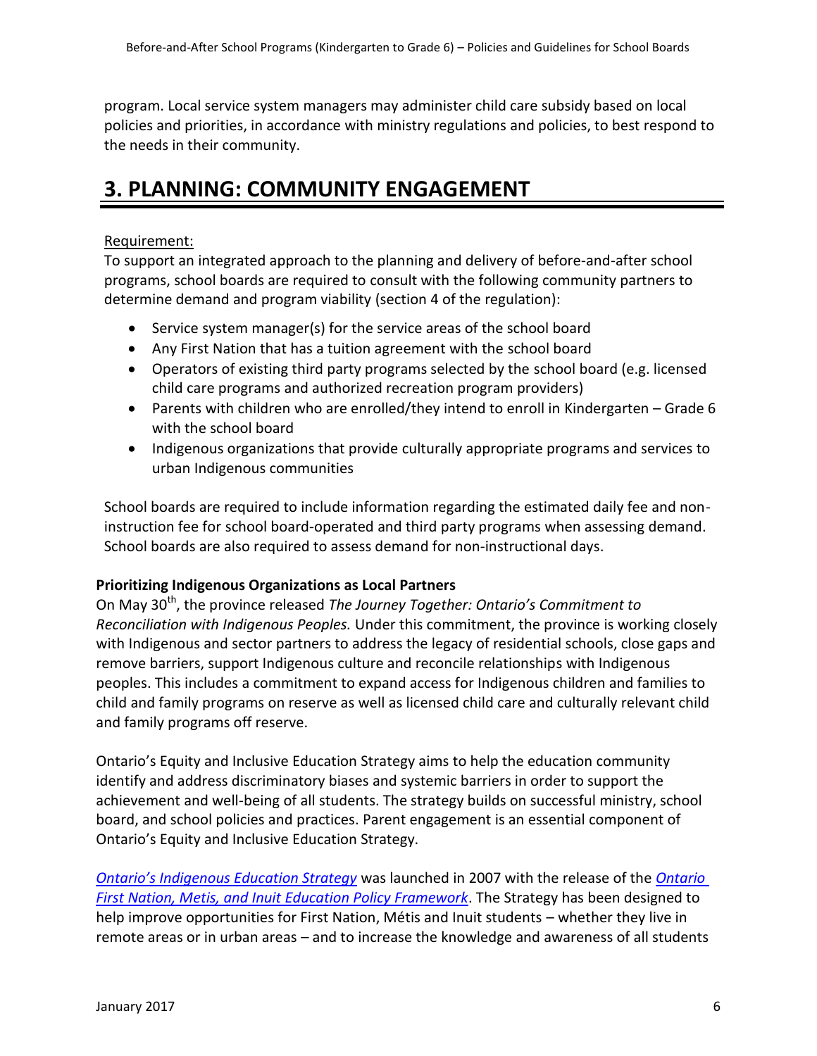program. Local service system managers may administer child care subsidy based on local policies and priorities, in accordance with ministry regulations and policies, to best respond to the needs in their community.

# 3. PLANNING: COMMUNITY ENGAGEMENT

Requirement:

To support an integrated approach to the planning and delivery of before-and-after school programs, school boards are required to consult with the following community partners to determine demand and program viability (section 4 of the regulation):

- Service system manager(s) for the service areas of the school board
- Any First Nation that has a tuition agreement with the school board
- Operators of existing third party programs selected by the school board (e.g. licensed child care programs and authorized recreation program providers)
- Parents with children who are enrolled/they intend to enroll in Kindergarten – Grade 6 with the school board
- Indigenous organizations that provide culturally appropriate programs and services to urban Indigenous communities

School boards are required to include information regarding the estimated daily fee and non-instruction fee for school board-operated and third party programs when assessing demand. School boards are also required to assess demand for non-instructional days.

**Prioritizing Indigenous Organizations as Local Partners**

On May 30th, the province released *The Journey Together: Ontario's Commitment to Reconciliation with Indigenous Peoples.* Under this commitment, the province is working closely with Indigenous and sector partners to address the legacy of residential schools, close gaps and remove barriers, support Indigenous culture and reconcile relationships with Indigenous peoples. This includes a commitment to expand access for Indigenous children and families to child and family programs on reserve as well as licensed child care and culturally relevant child and family programs off reserve.

Ontario's Equity and Inclusive Education Strategy aims to help the education community identify and address discriminatory biases and systemic barriers in order to support the achievement and well-being of all students. The strategy builds on successful ministry, school board, and school policies and practices. Parent engagement is an essential component of Ontario's Equity and Inclusive Education Strategy.

*Ontario's Indigenous Education Strategy* was launched in 2007 with the release of the *Ontario First Nation, Metis, and Inuit Education Policy Framework*. The Strategy has been designed to help improve opportunities for First Nation, Métis and Inuit students – whether they live in remote areas or in urban areas – and to increase the knowledge and awareness of all students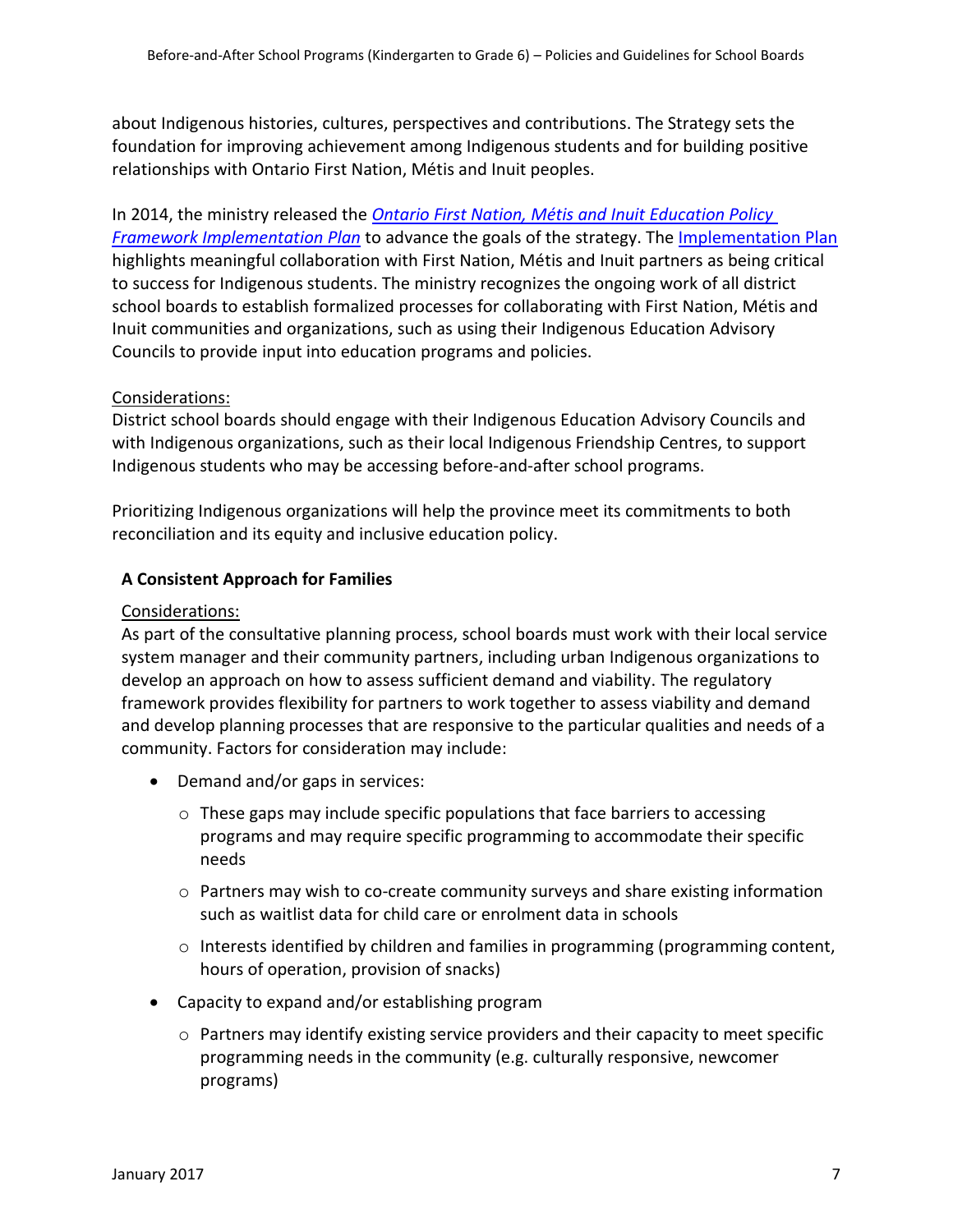about Indigenous histories, cultures, perspectives and contributions. The Strategy sets the foundation for improving achievement among Indigenous students and for building positive relationships with Ontario First Nation, Métis and Inuit peoples.

In 2014, the ministry released the *Ontario First Nation, Métis and Inuit Education Policy Framework Implementation Plan* to advance the goals of the strategy. The Implementation Plan highlights meaningful collaboration with First Nation, Métis and Inuit partners as being critical to success for Indigenous students. The ministry recognizes the ongoing work of all district school boards to establish formalized processes for collaborating with First Nation, Métis and Inuit communities and organizations, such as using their Indigenous Education Advisory Councils to provide input into education programs and policies.

Considerations:
District school boards should engage with their Indigenous Education Advisory Councils and with Indigenous organizations, such as their local Indigenous Friendship Centres, to support Indigenous students who may be accessing before-and-after school programs.

Prioritizing Indigenous organizations will help the province meet its commitments to both reconciliation and its equity and inclusive education policy.

**A Consistent Approach for Families**

Considerations:
As part of the consultative planning process, school boards must work with their local service system manager and their community partners, including urban Indigenous organizations to develop an approach on how to assess sufficient demand and viability. The regulatory framework provides flexibility for partners to work together to assess viability and demand and develop planning processes that are responsive to the particular qualities and needs of a community. Factors for consideration may include:

- Demand and/or gaps in services:
  - These gaps may include specific populations that face barriers to accessing programs and may require specific programming to accommodate their specific needs
  - Partners may wish to co-create community surveys and share existing information such as waitlist data for child care or enrolment data in schools
  - Interests identified by children and families in programming (programming content, hours of operation, provision of snacks)
- Capacity to expand and/or establishing program
  - Partners may identify existing service providers and their capacity to meet specific programming needs in the community (e.g. culturally responsive, newcomer programs)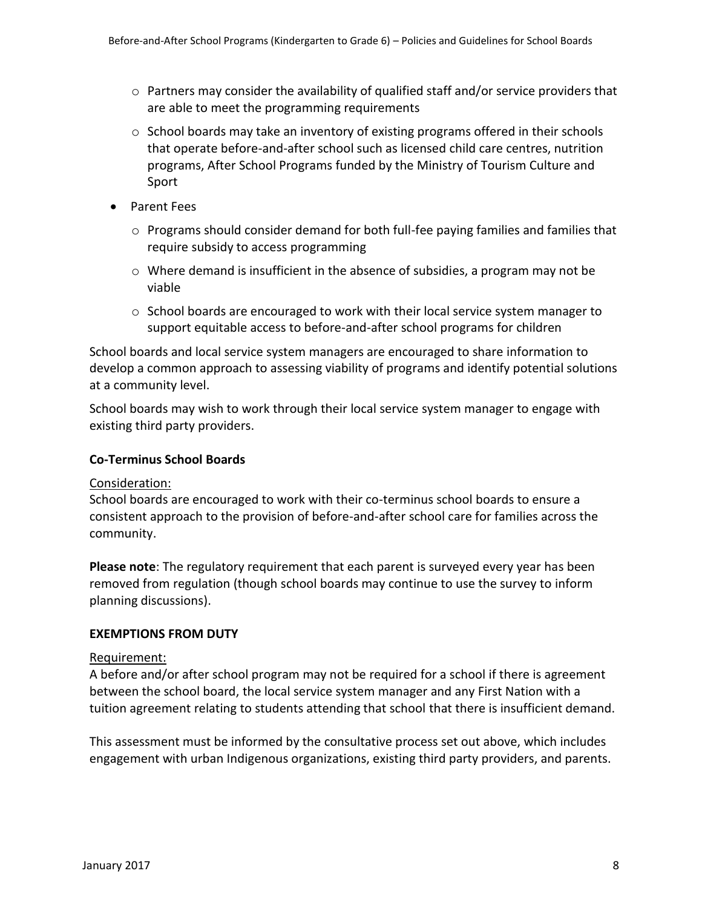- Partners may consider the availability of qualified staff and/or service providers that are able to meet the programming requirements
  - School boards may take an inventory of existing programs offered in their schools that operate before-and-after school such as licensed child care centres, nutrition programs, After School Programs funded by the Ministry of Tourism Culture and Sport
- Parent Fees
  - Programs should consider demand for both full-fee paying families and families that require subsidy to access programming
  - Where demand is insufficient in the absence of subsidies, a program may not be viable
  - School boards are encouraged to work with their local service system manager to support equitable access to before-and-after school programs for children

School boards and local service system managers are encouraged to share information to develop a common approach to assessing viability of programs and identify potential solutions at a community level.

School boards may wish to work through their local service system manager to engage with existing third party providers.

**Co-Terminus School Boards**

Consideration:
School boards are encouraged to work with their co-terminus school boards to ensure a consistent approach to the provision of before-and-after school care for families across the community.

**Please note**: The regulatory requirement that each parent is surveyed every year has been removed from regulation (though school boards may continue to use the survey to inform planning discussions).

**EXEMPTIONS FROM DUTY**

Requirement:
A before and/or after school program may not be required for a school if there is agreement between the school board, the local service system manager and any First Nation with a tuition agreement relating to students attending that school that there is insufficient demand.

This assessment must be informed by the consultative process set out above, which includes engagement with urban Indigenous organizations, existing third party providers, and parents.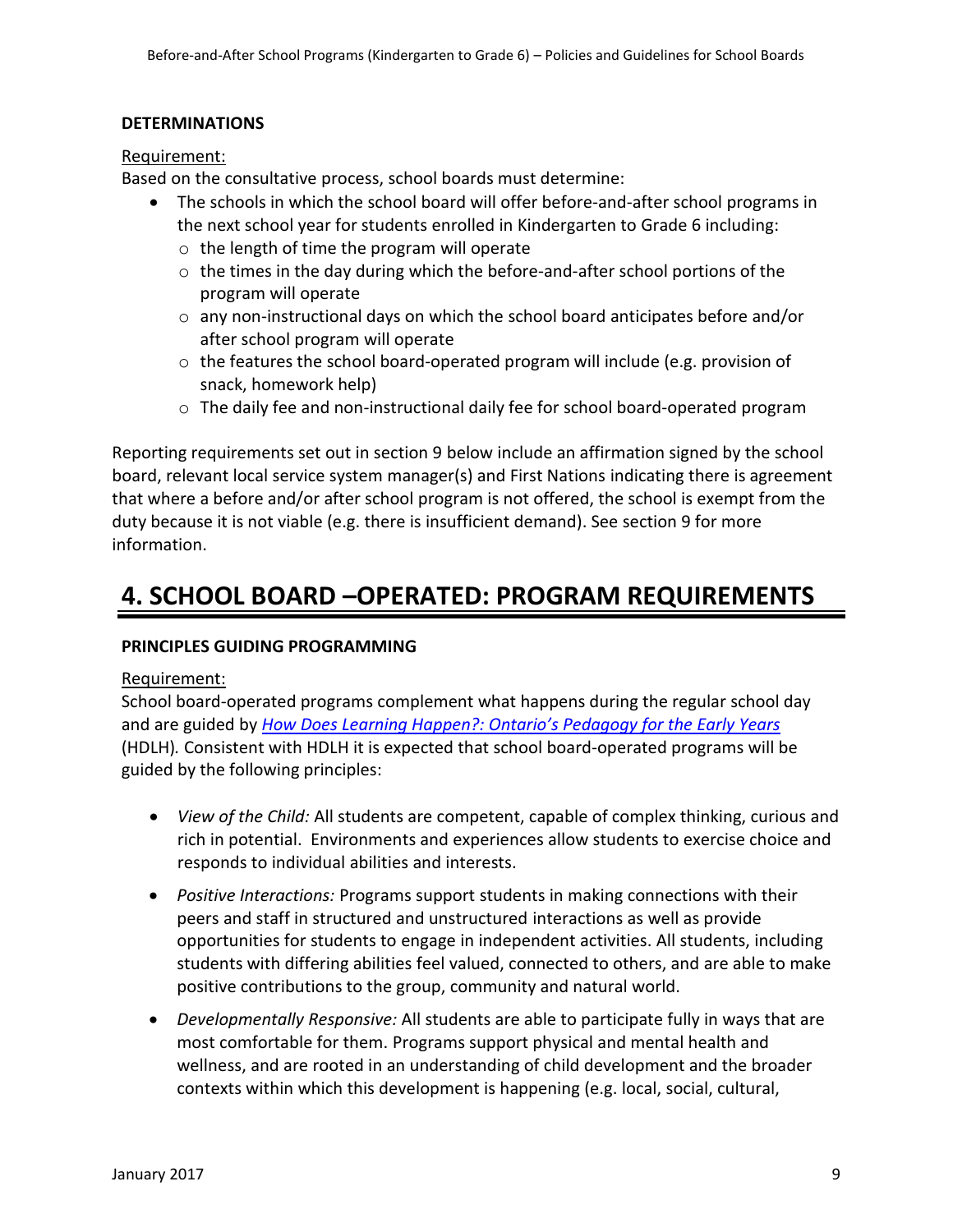**DETERMINATIONS**

Requirement:

Based on the consultative process, school boards must determine:

- The schools in which the school board will offer before-and-after school programs in the next school year for students enrolled in Kindergarten to Grade 6 including:
  - the length of time the program will operate
  - the times in the day during which the before-and-after school portions of the program will operate
  - any non-instructional days on which the school board anticipates before and/or after school program will operate
  - the features the school board-operated program will include (e.g. provision of snack, homework help)
  - The daily fee and non-instructional daily fee for school board-operated program

Reporting requirements set out in section 9 below include an affirmation signed by the school board, relevant local service system manager(s) and First Nations indicating there is agreement that where a before and/or after school program is not offered, the school is exempt from the duty because it is not viable (e.g. there is insufficient demand). See section 9 for more information.

# 4. SCHOOL BOARD –OPERATED: PROGRAM REQUIREMENTS

**PRINCIPLES GUIDING PROGRAMMING**

Requirement:

School board-operated programs complement what happens during the regular school day and are guided by *How Does Learning Happen?: Ontario's Pedagogy for the Early Years* (HDLH). Consistent with HDLH it is expected that school board-operated programs will be guided by the following principles:

- *View of the Child:* All students are competent, capable of complex thinking, curious and rich in potential. Environments and experiences allow students to exercise choice and responds to individual abilities and interests.
- *Positive Interactions:* Programs support students in making connections with their peers and staff in structured and unstructured interactions as well as provide opportunities for students to engage in independent activities. All students, including students with differing abilities feel valued, connected to others, and are able to make positive contributions to the group, community and natural world.
- *Developmentally Responsive:* All students are able to participate fully in ways that are most comfortable for them. Programs support physical and mental health and wellness, and are rooted in an understanding of child development and the broader contexts within which this development is happening (e.g. local, social, cultural,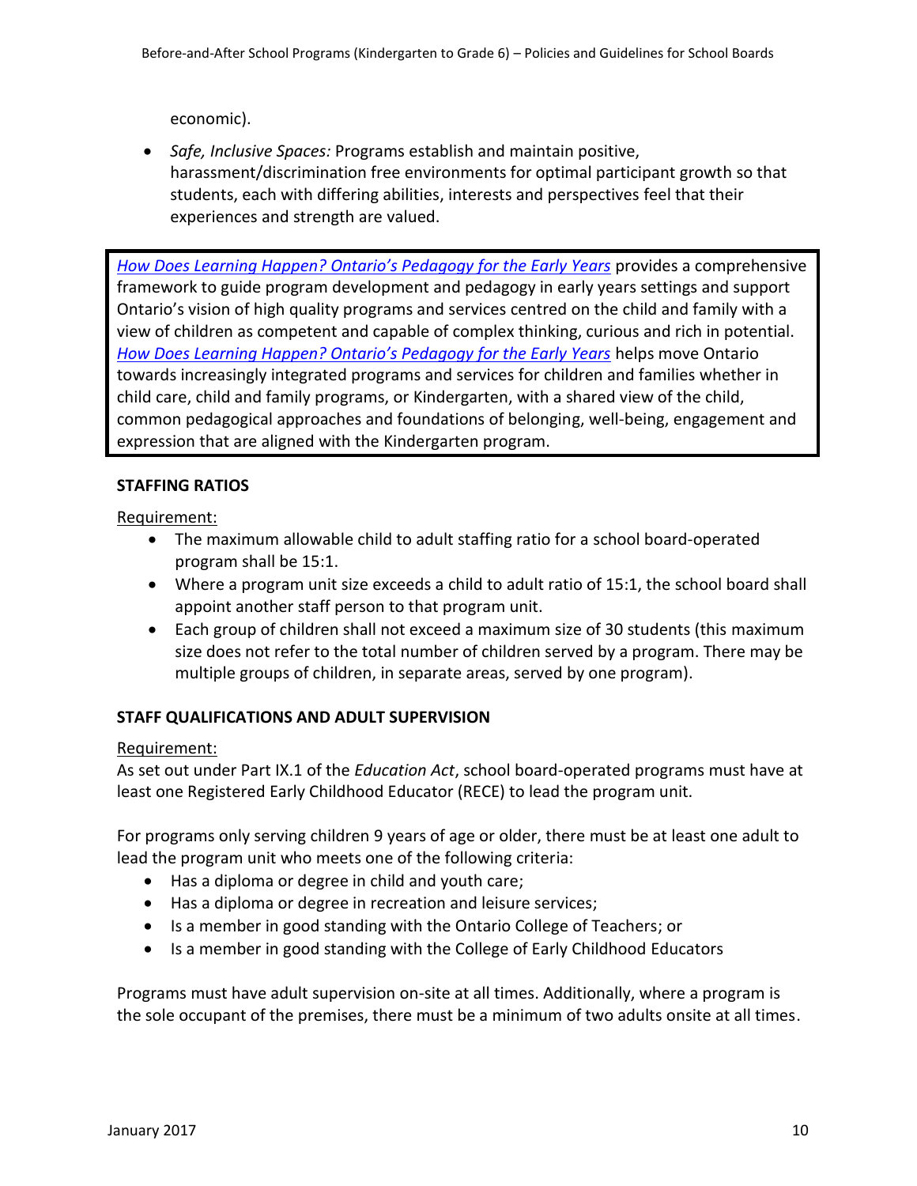economic).

- *Safe, Inclusive Spaces:* Programs establish and maintain positive, harassment/discrimination free environments for optimal participant growth so that students, each with differing abilities, interests and perspectives feel that their experiences and strength are valued.

*How Does Learning Happen? Ontario's Pedagogy for the Early Years* provides a comprehensive framework to guide program development and pedagogy in early years settings and support Ontario's vision of high quality programs and services centred on the child and family with a view of children as competent and capable of complex thinking, curious and rich in potential. *How Does Learning Happen? Ontario's Pedagogy for the Early Years* helps move Ontario towards increasingly integrated programs and services for children and families whether in child care, child and family programs, or Kindergarten, with a shared view of the child, common pedagogical approaches and foundations of belonging, well-being, engagement and expression that are aligned with the Kindergarten program.

**STAFFING RATIOS**

Requirement:

- The maximum allowable child to adult staffing ratio for a school board-operated program shall be 15:1.
- Where a program unit size exceeds a child to adult ratio of 15:1, the school board shall appoint another staff person to that program unit.
- Each group of children shall not exceed a maximum size of 30 students (this maximum size does not refer to the total number of children served by a program. There may be multiple groups of children, in separate areas, served by one program).

**STAFF QUALIFICATIONS AND ADULT SUPERVISION**

Requirement:

As set out under Part IX.1 of the *Education Act*, school board-operated programs must have at least one Registered Early Childhood Educator (RECE) to lead the program unit.

For programs only serving children 9 years of age or older, there must be at least one adult to lead the program unit who meets one of the following criteria:

- Has a diploma or degree in child and youth care;
- Has a diploma or degree in recreation and leisure services;
- Is a member in good standing with the Ontario College of Teachers; or
- Is a member in good standing with the College of Early Childhood Educators

Programs must have adult supervision on-site at all times. Additionally, where a program is the sole occupant of the premises, there must be a minimum of two adults onsite at all times.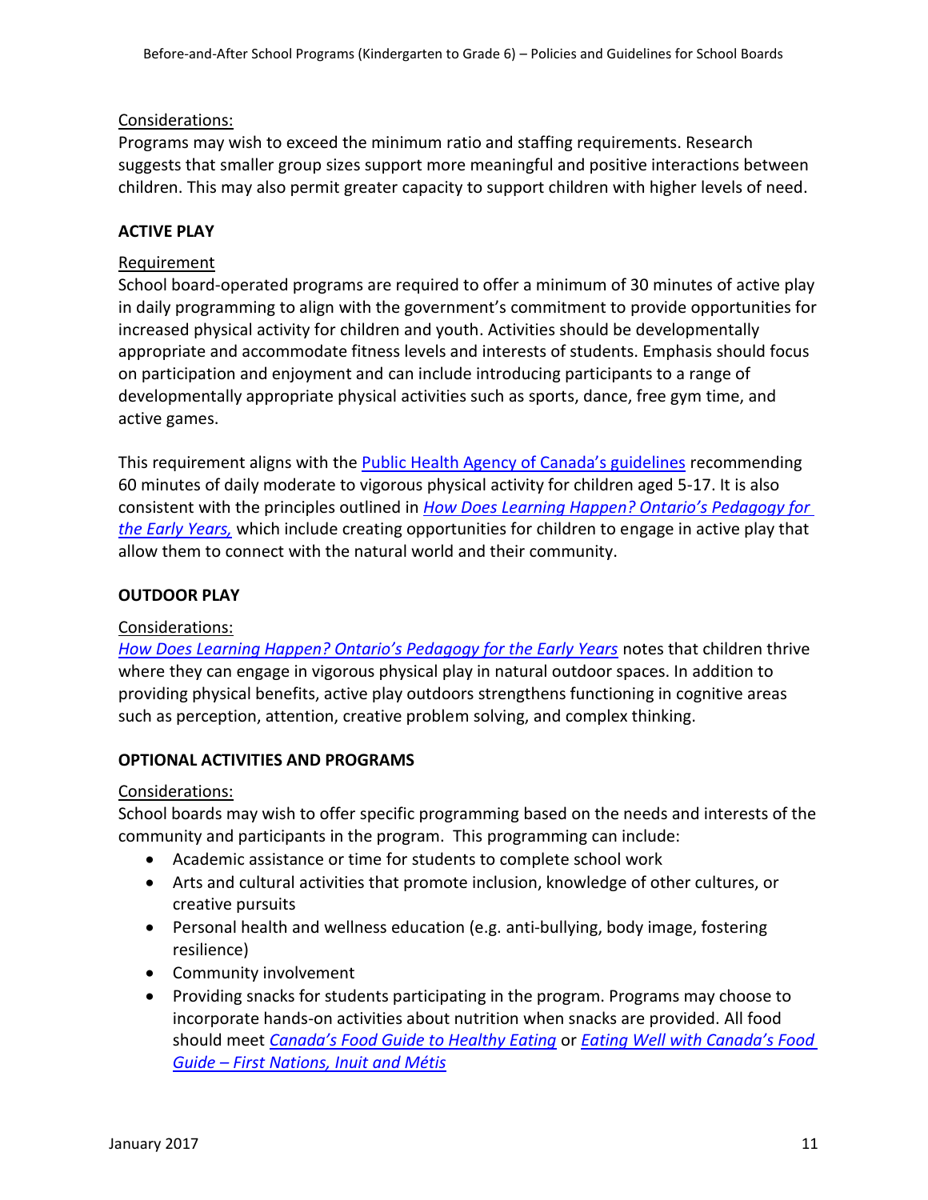Considerations:

Programs may wish to exceed the minimum ratio and staffing requirements. Research suggests that smaller group sizes support more meaningful and positive interactions between children. This may also permit greater capacity to support children with higher levels of need.

**ACTIVE PLAY**

Requirement

School board-operated programs are required to offer a minimum of 30 minutes of active play in daily programming to align with the government's commitment to provide opportunities for increased physical activity for children and youth. Activities should be developmentally appropriate and accommodate fitness levels and interests of students. Emphasis should focus on participation and enjoyment and can include introducing participants to a range of developmentally appropriate physical activities such as sports, dance, free gym time, and active games.

This requirement aligns with the Public Health Agency of Canada's guidelines recommending 60 minutes of daily moderate to vigorous physical activity for children aged 5-17. It is also consistent with the principles outlined in *How Does Learning Happen? Ontario's Pedagogy for the Early Years,* which include creating opportunities for children to engage in active play that allow them to connect with the natural world and their community.

**OUTDOOR PLAY**

Considerations:

*How Does Learning Happen? Ontario's Pedagogy for the Early Years* notes that children thrive where they can engage in vigorous physical play in natural outdoor spaces. In addition to providing physical benefits, active play outdoors strengthens functioning in cognitive areas such as perception, attention, creative problem solving, and complex thinking.

**OPTIONAL ACTIVITIES AND PROGRAMS**

Considerations:

School boards may wish to offer specific programming based on the needs and interests of the community and participants in the program. This programming can include:

- Academic assistance or time for students to complete school work
- Arts and cultural activities that promote inclusion, knowledge of other cultures, or creative pursuits
- Personal health and wellness education (e.g. anti-bullying, body image, fostering resilience)
- Community involvement
- Providing snacks for students participating in the program. Programs may choose to incorporate hands-on activities about nutrition when snacks are provided. All food should meet *Canada's Food Guide to Healthy Eating* or *Eating Well with Canada's Food Guide – First Nations, Inuit and Métis*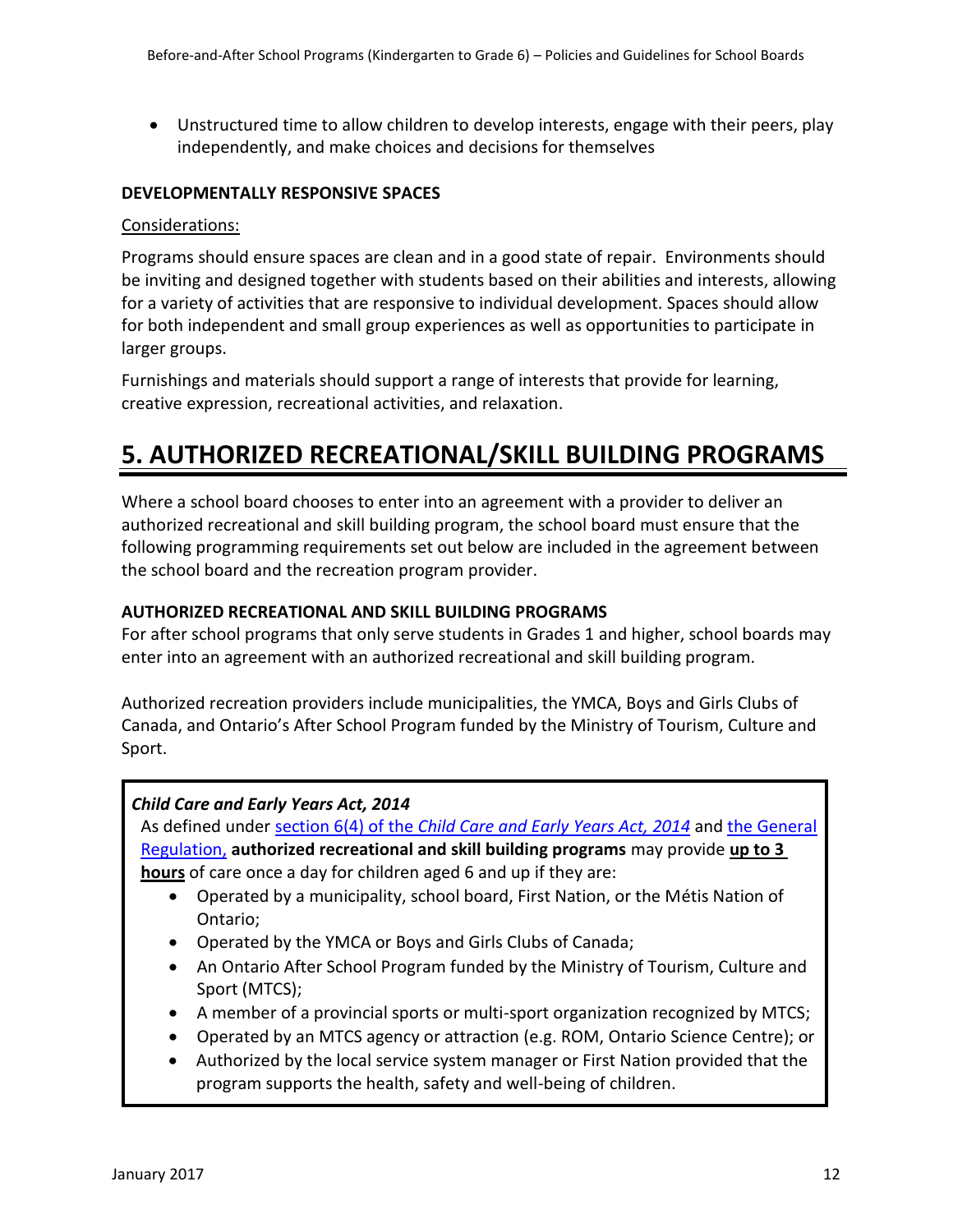- Unstructured time to allow children to develop interests, engage with their peers, play independently, and make choices and decisions for themselves

### DEVELOPMENTALLY RESPONSIVE SPACES

Considerations:

Programs should ensure spaces are clean and in a good state of repair. Environments should be inviting and designed together with students based on their abilities and interests, allowing for a variety of activities that are responsive to individual development. Spaces should allow for both independent and small group experiences as well as opportunities to participate in larger groups.

Furnishings and materials should support a range of interests that provide for learning, creative expression, recreational activities, and relaxation.

# 5. AUTHORIZED RECREATIONAL/SKILL BUILDING PROGRAMS

Where a school board chooses to enter into an agreement with a provider to deliver an authorized recreational and skill building program, the school board must ensure that the following programming requirements set out below are included in the agreement between the school board and the recreation program provider.

### AUTHORIZED RECREATIONAL AND SKILL BUILDING PROGRAMS

For after school programs that only serve students in Grades 1 and higher, school boards may enter into an agreement with an authorized recreational and skill building program.

Authorized recreation providers include municipalities, the YMCA, Boys and Girls Clubs of Canada, and Ontario's After School Program funded by the Ministry of Tourism, Culture and Sport.

***Child Care and Early Years Act, 2014***

As defined under section 6(4) of the *Child Care and Early Years Act, 2014* and the General Regulation, **authorized recreational and skill building programs** may provide **up to 3 hours** of care once a day for children aged 6 and up if they are:

- Operated by a municipality, school board, First Nation, or the Métis Nation of Ontario;
- Operated by the YMCA or Boys and Girls Clubs of Canada;
- An Ontario After School Program funded by the Ministry of Tourism, Culture and Sport (MTCS);
- A member of a provincial sports or multi-sport organization recognized by MTCS;
- Operated by an MTCS agency or attraction (e.g. ROM, Ontario Science Centre); or
- Authorized by the local service system manager or First Nation provided that the program supports the health, safety and well-being of children.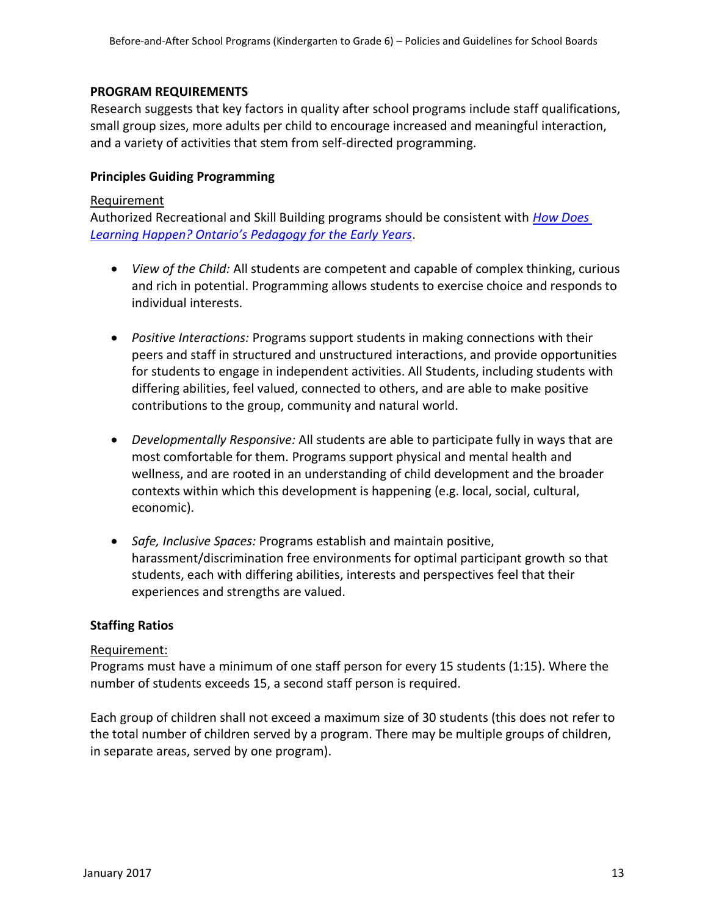## PROGRAM REQUIREMENTS

Research suggests that key factors in quality after school programs include staff qualifications, small group sizes, more adults per child to encourage increased and meaningful interaction, and a variety of activities that stem from self-directed programming.

### Principles Guiding Programming

Requirement

Authorized Recreational and Skill Building programs should be consistent with *How Does Learning Happen? Ontario's Pedagogy for the Early Years*.

- *View of the Child:* All students are competent and capable of complex thinking, curious and rich in potential. Programming allows students to exercise choice and responds to individual interests.

- *Positive Interactions:* Programs support students in making connections with their peers and staff in structured and unstructured interactions, and provide opportunities for students to engage in independent activities. All Students, including students with differing abilities, feel valued, connected to others, and are able to make positive contributions to the group, community and natural world.

- *Developmentally Responsive:* All students are able to participate fully in ways that are most comfortable for them. Programs support physical and mental health and wellness, and are rooted in an understanding of child development and the broader contexts within which this development is happening (e.g. local, social, cultural, economic).

- *Safe, Inclusive Spaces:* Programs establish and maintain positive, harassment/discrimination free environments for optimal participant growth so that students, each with differing abilities, interests and perspectives feel that their experiences and strengths are valued.

### Staffing Ratios

Requirement:

Programs must have a minimum of one staff person for every 15 students (1:15). Where the number of students exceeds 15, a second staff person is required.

Each group of children shall not exceed a maximum size of 30 students (this does not refer to the total number of children served by a program. There may be multiple groups of children, in separate areas, served by one program).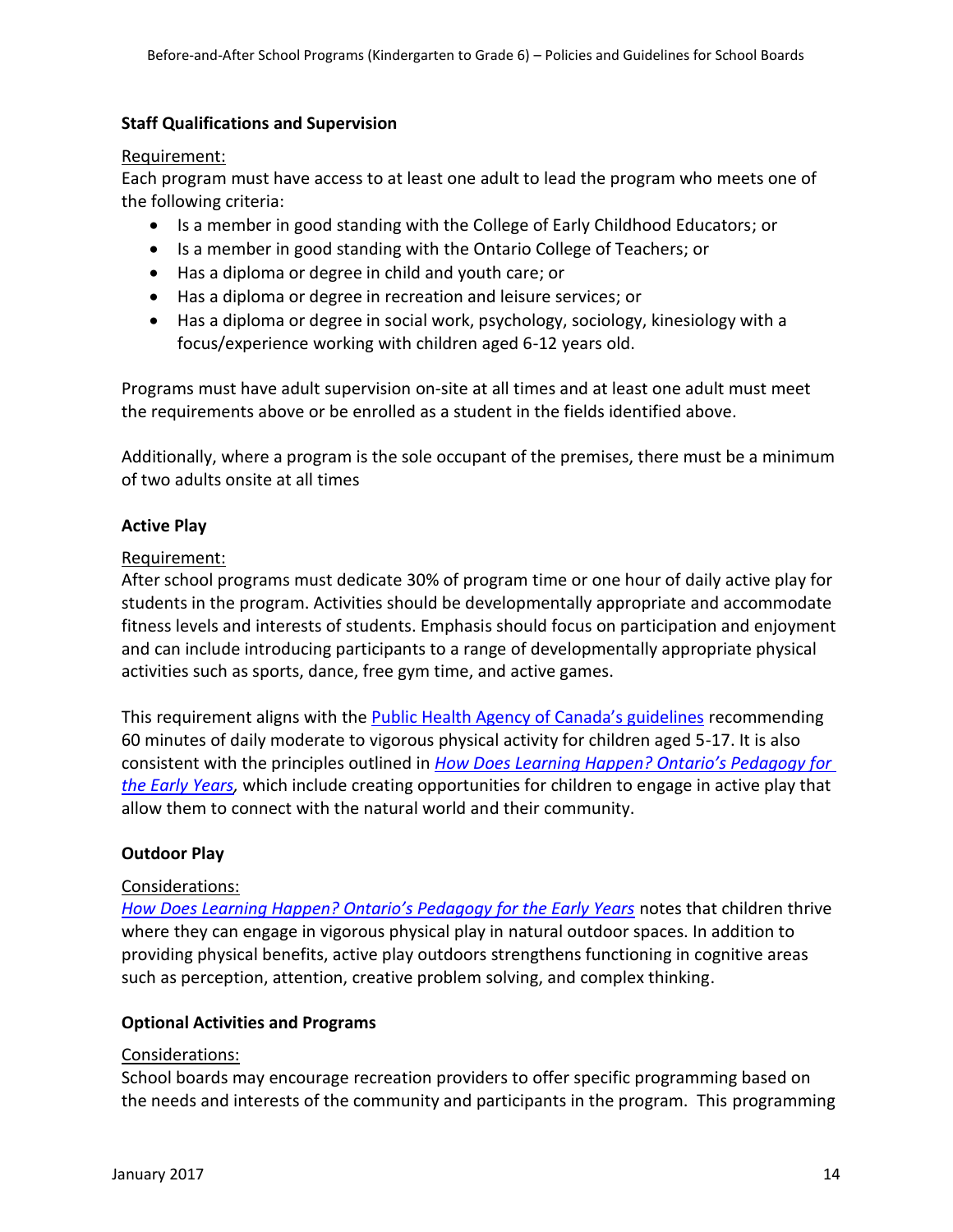### Staff Qualifications and Supervision

Requirement:

Each program must have access to at least one adult to lead the program who meets one of the following criteria:

- Is a member in good standing with the College of Early Childhood Educators; or
- Is a member in good standing with the Ontario College of Teachers; or
- Has a diploma or degree in child and youth care; or
- Has a diploma or degree in recreation and leisure services; or
- Has a diploma or degree in social work, psychology, sociology, kinesiology with a focus/experience working with children aged 6-12 years old.

Programs must have adult supervision on-site at all times and at least one adult must meet the requirements above or be enrolled as a student in the fields identified above.

Additionally, where a program is the sole occupant of the premises, there must be a minimum of two adults onsite at all times

### Active Play

Requirement:

After school programs must dedicate 30% of program time or one hour of daily active play for students in the program. Activities should be developmentally appropriate and accommodate fitness levels and interests of students. Emphasis should focus on participation and enjoyment and can include introducing participants to a range of developmentally appropriate physical activities such as sports, dance, free gym time, and active games.

This requirement aligns with the Public Health Agency of Canada's guidelines recommending 60 minutes of daily moderate to vigorous physical activity for children aged 5-17. It is also consistent with the principles outlined in *How Does Learning Happen? Ontario's Pedagogy for the Early Years*, which include creating opportunities for children to engage in active play that allow them to connect with the natural world and their community.

### Outdoor Play

Considerations:

*How Does Learning Happen? Ontario's Pedagogy for the Early Years* notes that children thrive where they can engage in vigorous physical play in natural outdoor spaces. In addition to providing physical benefits, active play outdoors strengthens functioning in cognitive areas such as perception, attention, creative problem solving, and complex thinking.

### Optional Activities and Programs

Considerations:

School boards may encourage recreation providers to offer specific programming based on the needs and interests of the community and participants in the program. This programming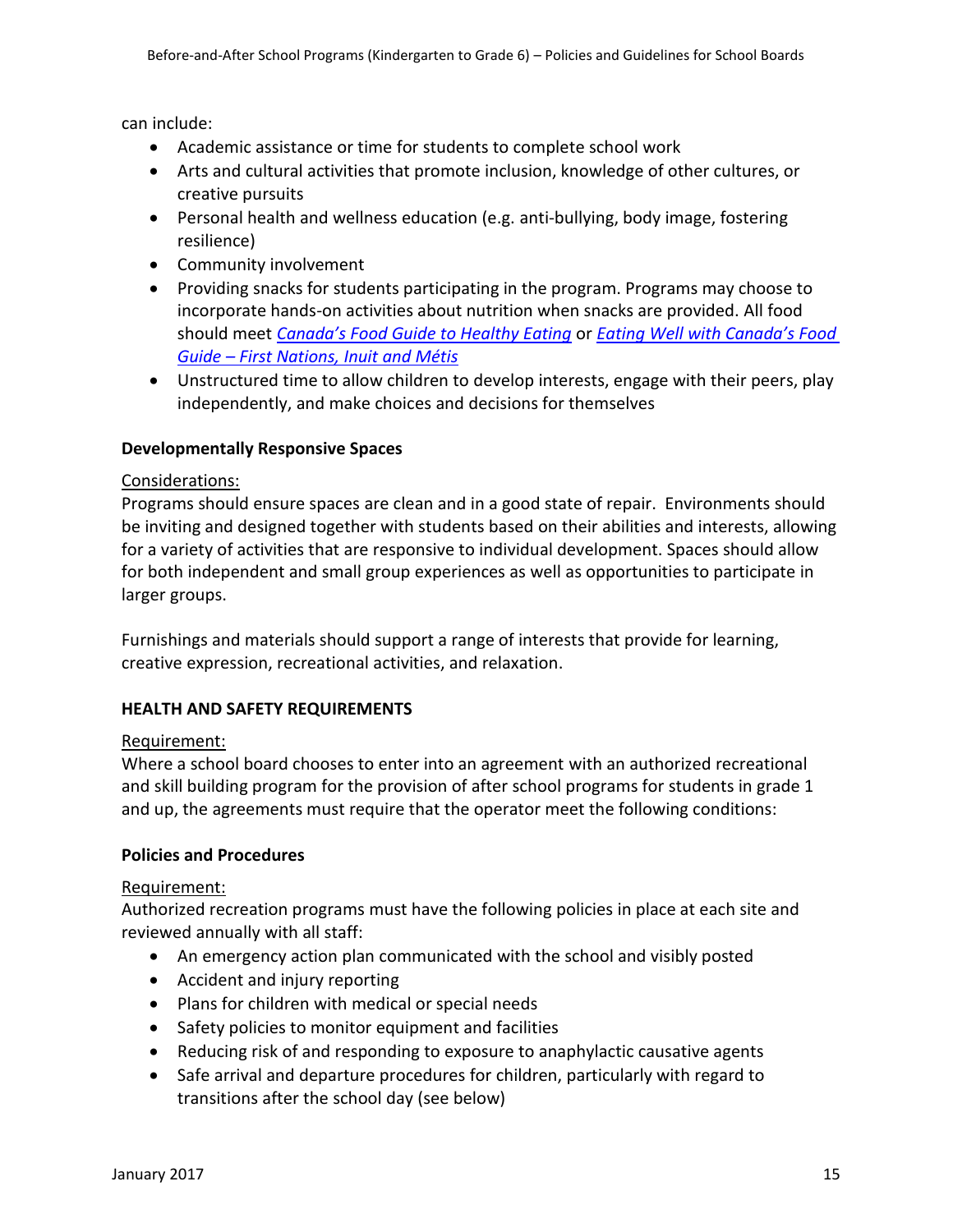can include:

- Academic assistance or time for students to complete school work
- Arts and cultural activities that promote inclusion, knowledge of other cultures, or creative pursuits
- Personal health and wellness education (e.g. anti-bullying, body image, fostering resilience)
- Community involvement
- Providing snacks for students participating in the program. Programs may choose to incorporate hands-on activities about nutrition when snacks are provided. All food should meet *Canada's Food Guide to Healthy Eating* or *Eating Well with Canada's Food Guide – First Nations, Inuit and Métis*
- Unstructured time to allow children to develop interests, engage with their peers, play independently, and make choices and decisions for themselves

**Developmentally Responsive Spaces**

Considerations:
Programs should ensure spaces are clean and in a good state of repair. Environments should be inviting and designed together with students based on their abilities and interests, allowing for a variety of activities that are responsive to individual development. Spaces should allow for both independent and small group experiences as well as opportunities to participate in larger groups.

Furnishings and materials should support a range of interests that provide for learning, creative expression, recreational activities, and relaxation.

## HEALTH AND SAFETY REQUIREMENTS

Requirement:
Where a school board chooses to enter into an agreement with an authorized recreational and skill building program for the provision of after school programs for students in grade 1 and up, the agreements must require that the operator meet the following conditions:

**Policies and Procedures**

Requirement:
Authorized recreation programs must have the following policies in place at each site and reviewed annually with all staff:

- An emergency action plan communicated with the school and visibly posted
- Accident and injury reporting
- Plans for children with medical or special needs
- Safety policies to monitor equipment and facilities
- Reducing risk of and responding to exposure to anaphylactic causative agents
- Safe arrival and departure procedures for children, particularly with regard to transitions after the school day (see below)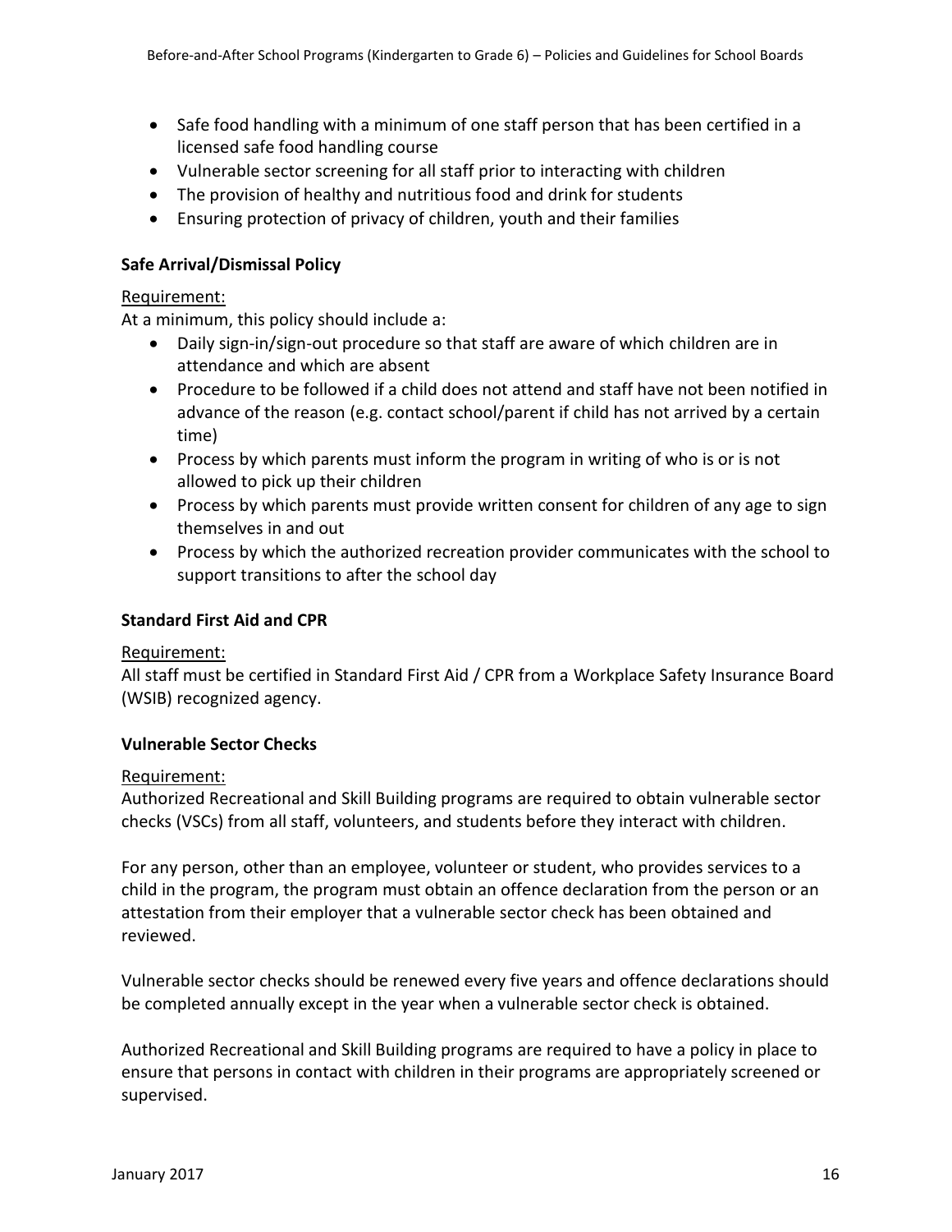- Safe food handling with a minimum of one staff person that has been certified in a licensed safe food handling course
- Vulnerable sector screening for all staff prior to interacting with children
- The provision of healthy and nutritious food and drink for students
- Ensuring protection of privacy of children, youth and their families

**Safe Arrival/Dismissal Policy**

Requirement:

At a minimum, this policy should include a:

- Daily sign-in/sign-out procedure so that staff are aware of which children are in attendance and which are absent
- Procedure to be followed if a child does not attend and staff have not been notified in advance of the reason (e.g. contact school/parent if child has not arrived by a certain time)
- Process by which parents must inform the program in writing of who is or is not allowed to pick up their children
- Process by which parents must provide written consent for children of any age to sign themselves in and out
- Process by which the authorized recreation provider communicates with the school to support transitions to after the school day

**Standard First Aid and CPR**

Requirement:

All staff must be certified in Standard First Aid / CPR from a Workplace Safety Insurance Board (WSIB) recognized agency.

**Vulnerable Sector Checks**

Requirement:

Authorized Recreational and Skill Building programs are required to obtain vulnerable sector checks (VSCs) from all staff, volunteers, and students before they interact with children.

For any person, other than an employee, volunteer or student, who provides services to a child in the program, the program must obtain an offence declaration from the person or an attestation from their employer that a vulnerable sector check has been obtained and reviewed.

Vulnerable sector checks should be renewed every five years and offence declarations should be completed annually except in the year when a vulnerable sector check is obtained.

Authorized Recreational and Skill Building programs are required to have a policy in place to ensure that persons in contact with children in their programs are appropriately screened or supervised.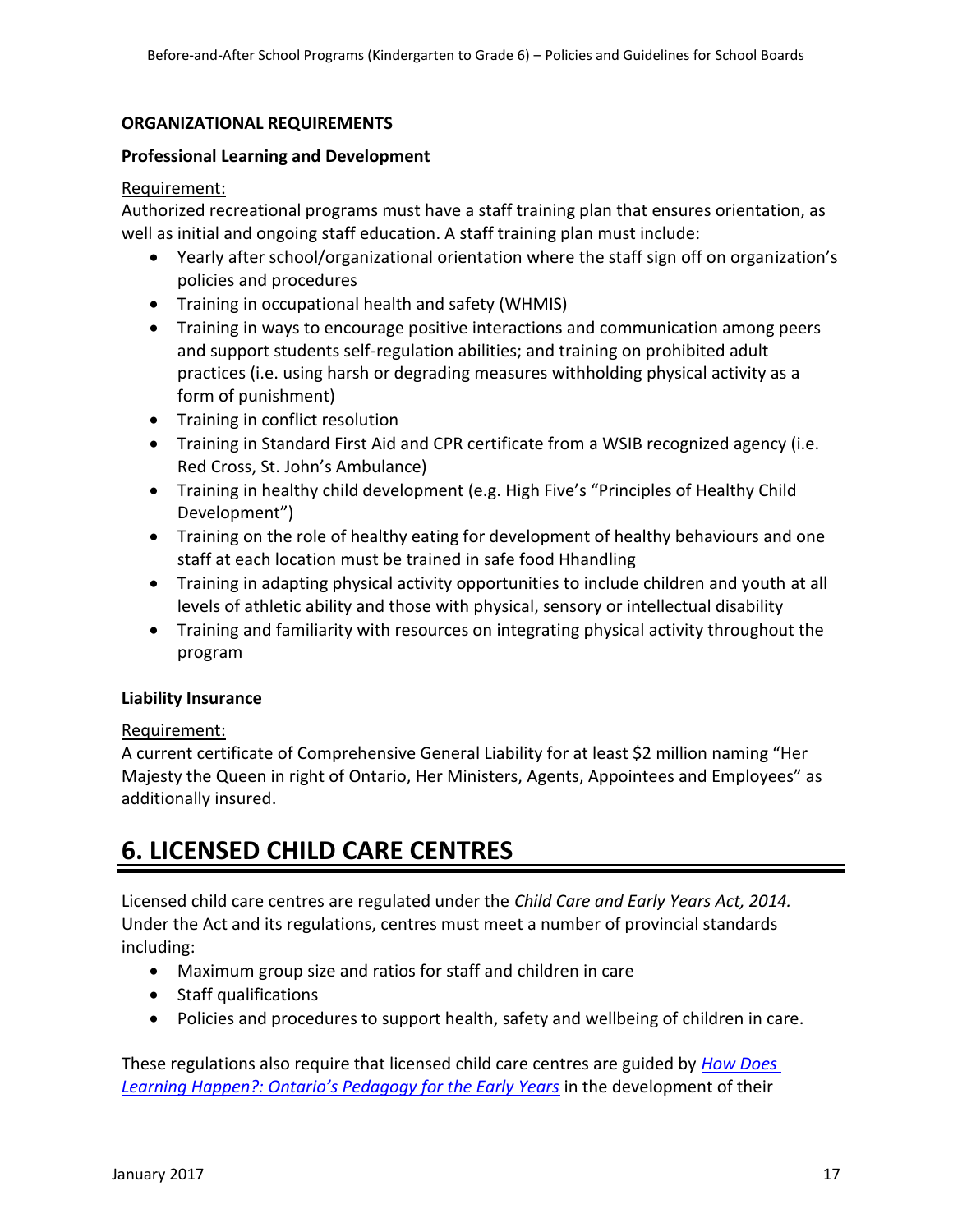**ORGANIZATIONAL REQUIREMENTS**

**Professional Learning and Development**

Requirement:
Authorized recreational programs must have a staff training plan that ensures orientation, as well as initial and ongoing staff education. A staff training plan must include:

- Yearly after school/organizational orientation where the staff sign off on organization's policies and procedures
- Training in occupational health and safety (WHMIS)
- Training in ways to encourage positive interactions and communication among peers and support students self-regulation abilities; and training on prohibited adult practices (i.e. using harsh or degrading measures withholding physical activity as a form of punishment)
- Training in conflict resolution
- Training in Standard First Aid and CPR certificate from a WSIB recognized agency (i.e. Red Cross, St. John's Ambulance)
- Training in healthy child development (e.g. High Five's "Principles of Healthy Child Development")
- Training on the role of healthy eating for development of healthy behaviours and one staff at each location must be trained in safe food Hhandling
- Training in adapting physical activity opportunities to include children and youth at all levels of athletic ability and those with physical, sensory or intellectual disability
- Training and familiarity with resources on integrating physical activity throughout the program

**Liability Insurance**

Requirement:
A current certificate of Comprehensive General Liability for at least $2 million naming "Her Majesty the Queen in right of Ontario, Her Ministers, Agents, Appointees and Employees" as additionally insured.

# 6. LICENSED CHILD CARE CENTRES

Licensed child care centres are regulated under the *Child Care and Early Years Act, 2014.* Under the Act and its regulations, centres must meet a number of provincial standards including:

- Maximum group size and ratios for staff and children in care
- Staff qualifications
- Policies and procedures to support health, safety and wellbeing of children in care.

These regulations also require that licensed child care centres are guided by *How Does Learning Happen?: Ontario's Pedagogy for the Early Years* in the development of their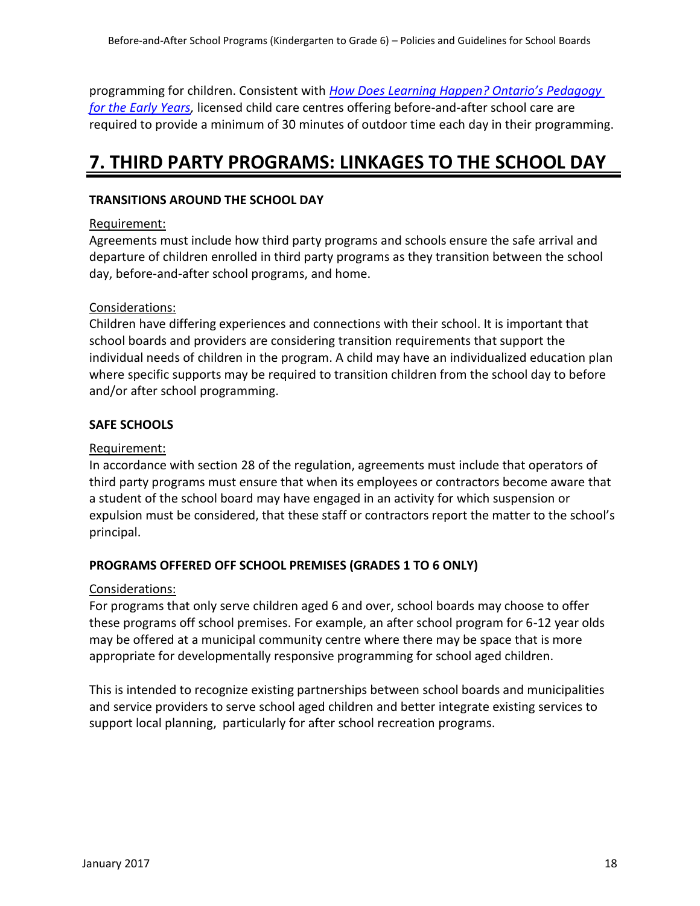programming for children. Consistent with *How Does Learning Happen? Ontario's Pedagogy for the Early Years,* licensed child care centres offering before-and-after school care are required to provide a minimum of 30 minutes of outdoor time each day in their programming.

# 7. THIRD PARTY PROGRAMS: LINKAGES TO THE SCHOOL DAY

**TRANSITIONS AROUND THE SCHOOL DAY**

Requirement:

Agreements must include how third party programs and schools ensure the safe arrival and departure of children enrolled in third party programs as they transition between the school day, before-and-after school programs, and home.

Considerations:

Children have differing experiences and connections with their school. It is important that school boards and providers are considering transition requirements that support the individual needs of children in the program. A child may have an individualized education plan where specific supports may be required to transition children from the school day to before and/or after school programming.

**SAFE SCHOOLS**

Requirement:

In accordance with section 28 of the regulation, agreements must include that operators of third party programs must ensure that when its employees or contractors become aware that a student of the school board may have engaged in an activity for which suspension or expulsion must be considered, that these staff or contractors report the matter to the school's principal.

**PROGRAMS OFFERED OFF SCHOOL PREMISES (GRADES 1 TO 6 ONLY)**

Considerations:

For programs that only serve children aged 6 and over, school boards may choose to offer these programs off school premises. For example, an after school program for 6-12 year olds may be offered at a municipal community centre where there may be space that is more appropriate for developmentally responsive programming for school aged children.

This is intended to recognize existing partnerships between school boards and municipalities and service providers to serve school aged children and better integrate existing services to support local planning, particularly for after school recreation programs.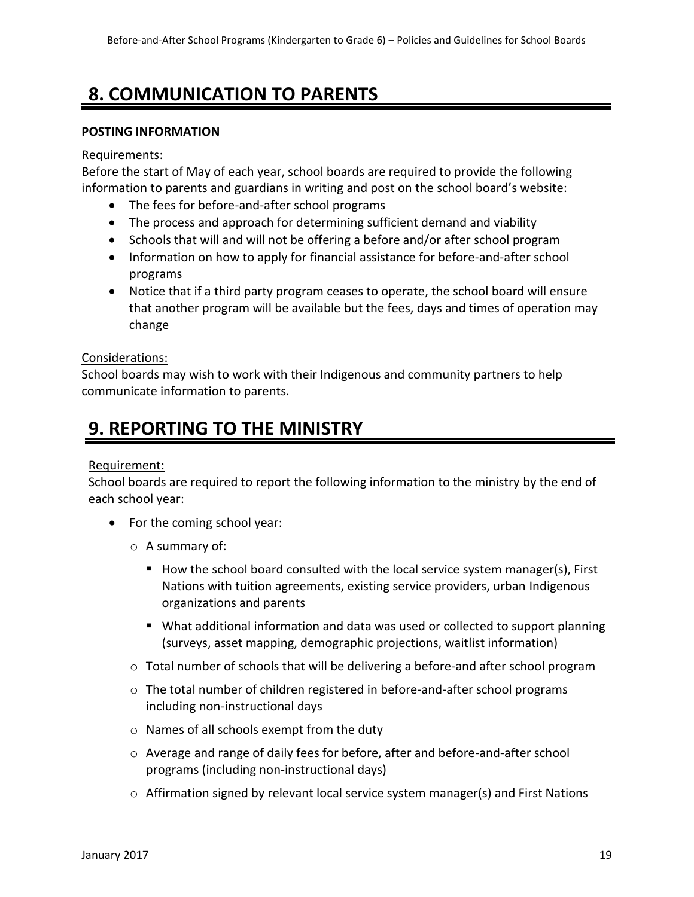## 8. COMMUNICATION TO PARENTS

**POSTING INFORMATION**

Requirements:

Before the start of May of each year, school boards are required to provide the following information to parents and guardians in writing and post on the school board's website:

- The fees for before-and-after school programs
- The process and approach for determining sufficient demand and viability
- Schools that will and will not be offering a before and/or after school program
- Information on how to apply for financial assistance for before-and-after school programs
- Notice that if a third party program ceases to operate, the school board will ensure that another program will be available but the fees, days and times of operation may change

Considerations:

School boards may wish to work with their Indigenous and community partners to help communicate information to parents.

## 9. REPORTING TO THE MINISTRY

Requirement:

School boards are required to report the following information to the ministry by the end of each school year:

- For the coming school year:
  - A summary of:
    - How the school board consulted with the local service system manager(s), First Nations with tuition agreements, existing service providers, urban Indigenous organizations and parents
    - What additional information and data was used or collected to support planning (surveys, asset mapping, demographic projections, waitlist information)
  - Total number of schools that will be delivering a before-and after school program
  - The total number of children registered in before-and-after school programs including non-instructional days
  - Names of all schools exempt from the duty
  - Average and range of daily fees for before, after and before-and-after school programs (including non-instructional days)
  - Affirmation signed by relevant local service system manager(s) and First Nations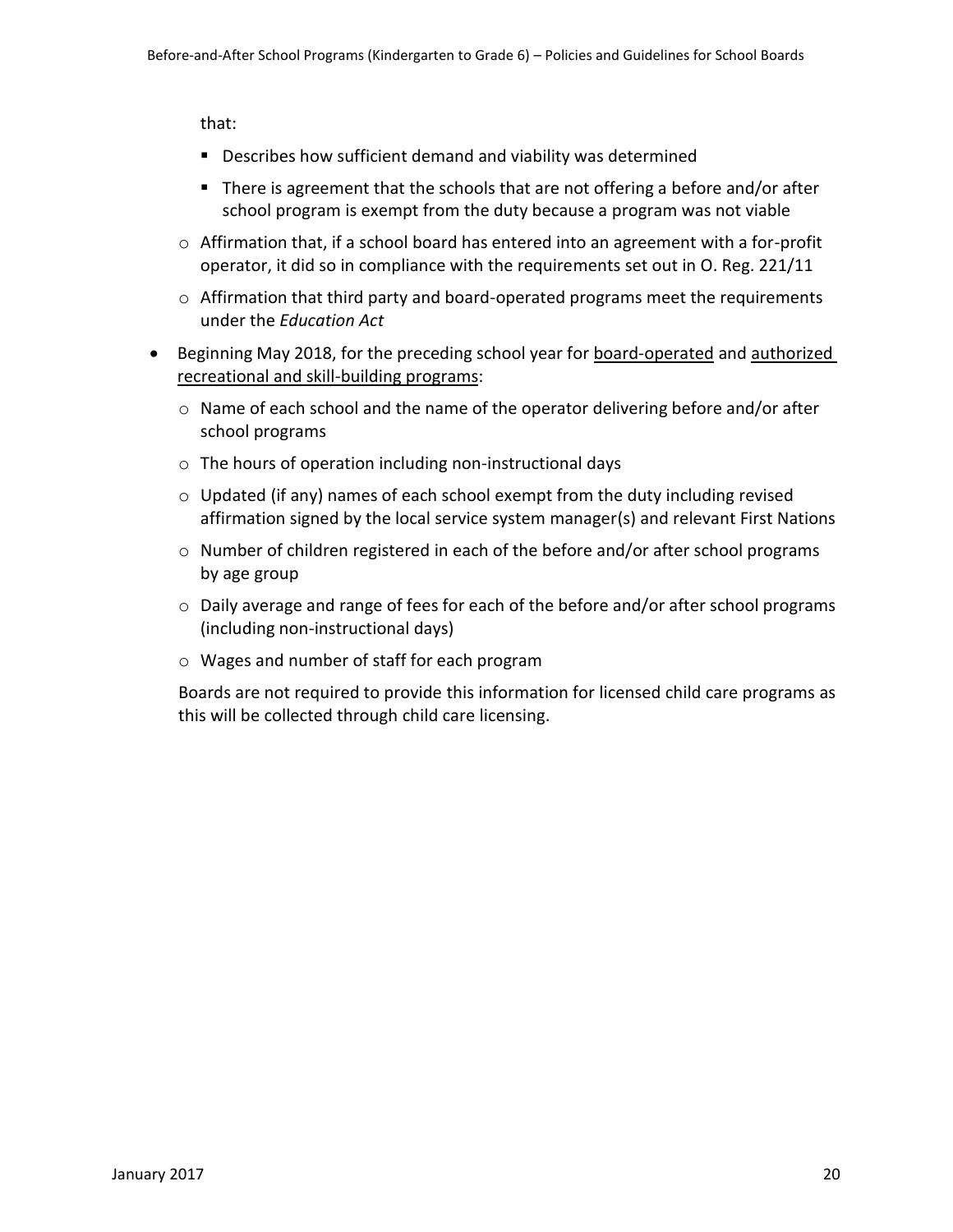that:

    - Describes how sufficient demand and viability was determined
    - There is agreement that the schools that are not offering a before and/or after school program is exempt from the duty because a program was not viable

  - Affirmation that, if a school board has entered into an agreement with a for-profit operator, it did so in compliance with the requirements set out in O. Reg. 221/11
  - Affirmation that third party and board-operated programs meet the requirements under the *Education Act*

- Beginning May 2018, for the preceding school year for <u>board-operated</u> and <u>authorized recreational and skill-building programs</u>:
  - Name of each school and the name of the operator delivering before and/or after school programs
  - The hours of operation including non-instructional days
  - Updated (if any) names of each school exempt from the duty including revised affirmation signed by the local service system manager(s) and relevant First Nations
  - Number of children registered in each of the before and/or after school programs by age group
  - Daily average and range of fees for each of the before and/or after school programs (including non-instructional days)
  - Wages and number of staff for each program

  Boards are not required to provide this information for licensed child care programs as this will be collected through child care licensing.